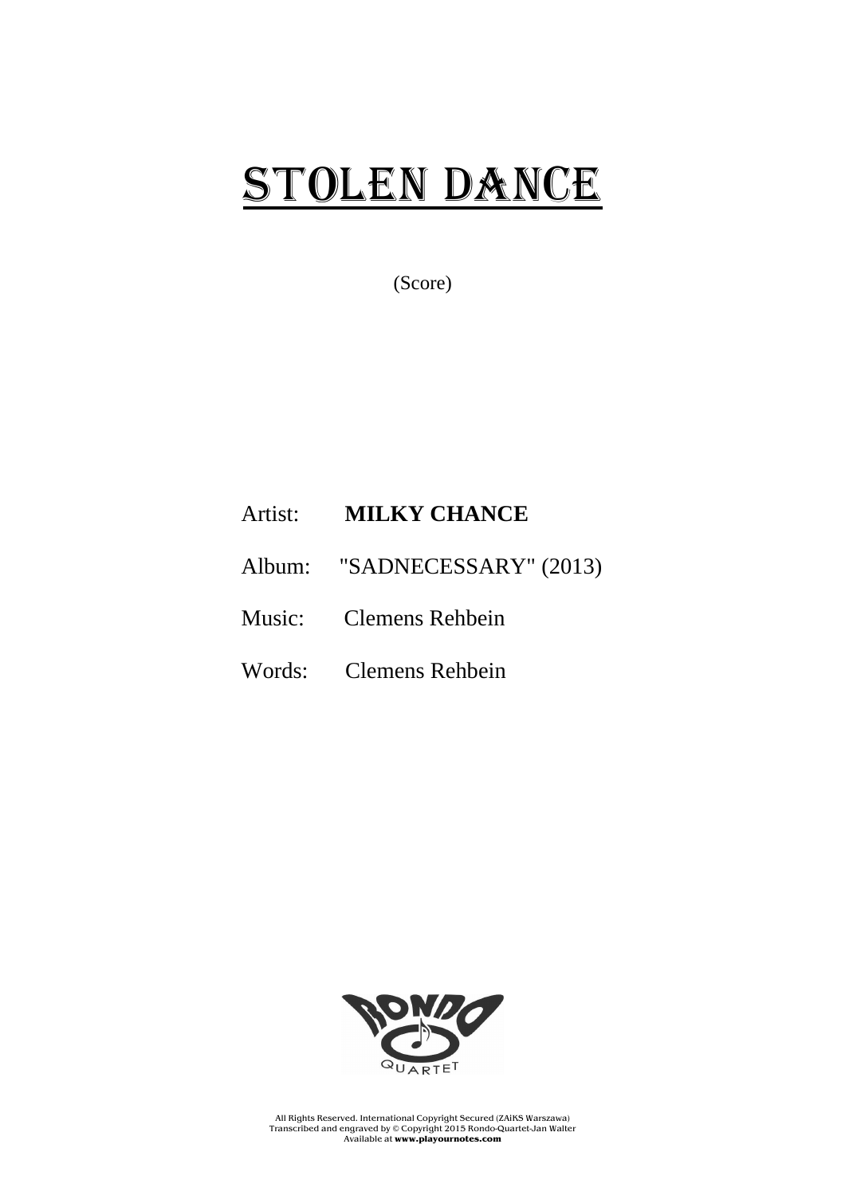# STOLEN DANCE

(Score)

Artist: **MILKY CHANCE**

Album: "SADNECESSARY" (2013)

Music: Clemens Rehbein

Words: Clemens Rehbein

RONDO QUARTET

All Rights Reserved. International Copyright Secured (ZAiKS Warszawa)
Transcribed and engraved by © Copyright 2015 Rondo-Quartet-Jan Walter
Available at **www.playournotes.com**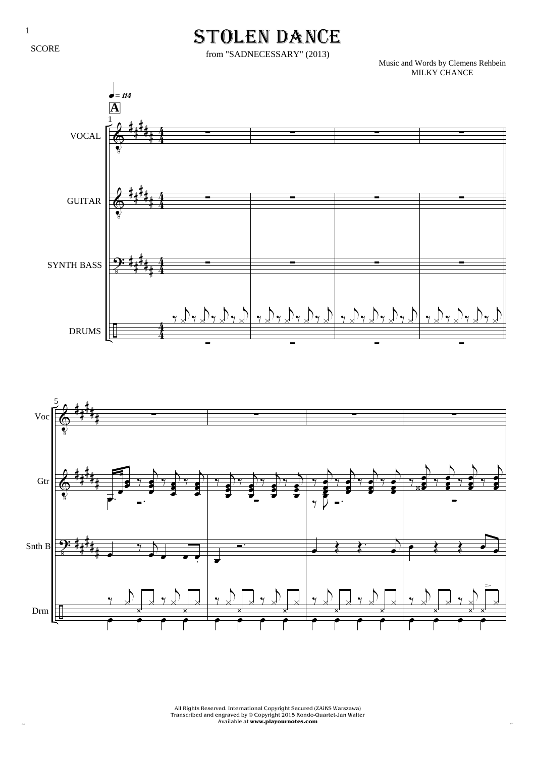# STOLEN DANCE

from "SADNECESSARY" (2013)

SCORE

Music and Words by Clemens Rehbein
MILKY CHANCE

All Rights Reserved. International Copyright Secured (ZAiKS Warszawa)
Transcribed and engraved by © Copyright 2015 Rondo-Quartet-Jan Walter
Available at **www.playournotes.com**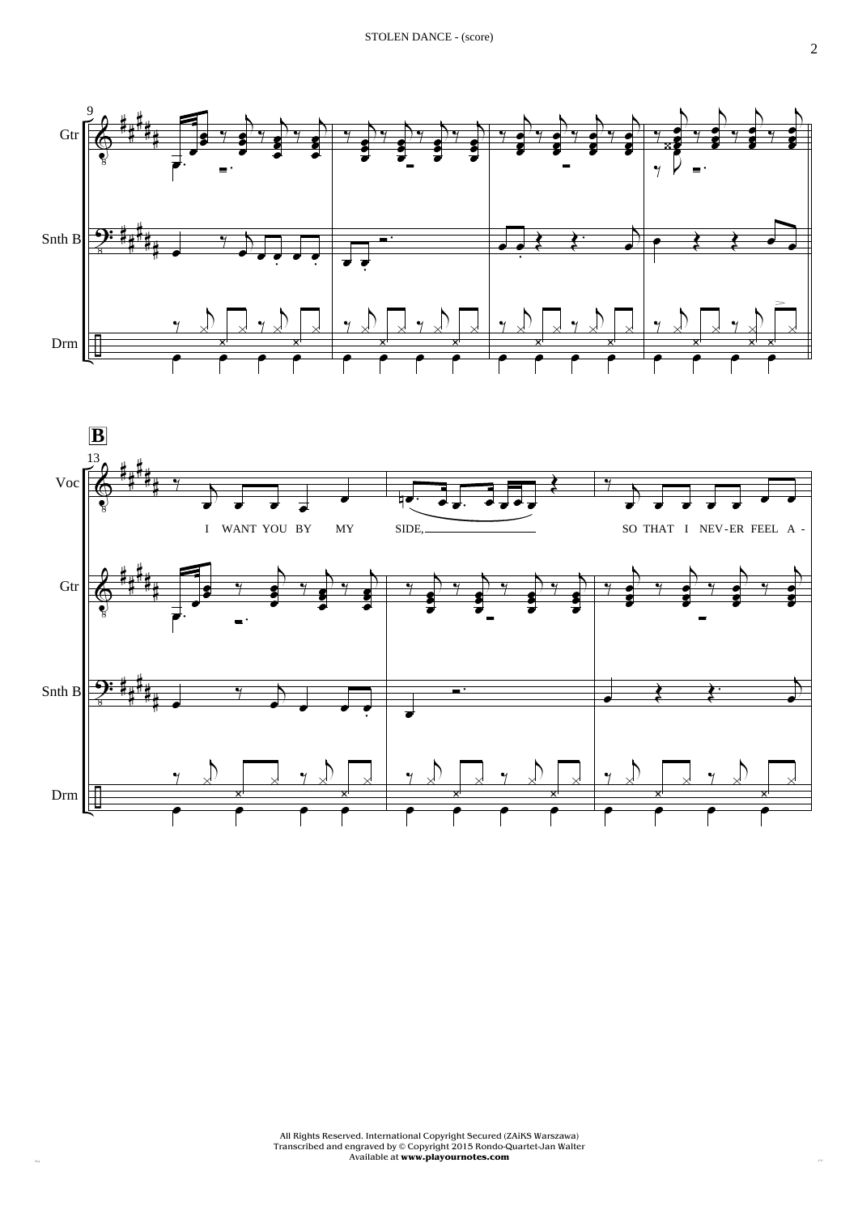**B**

I WANT YOU BY MY SIDE, SO THAT I NEV-ER FEEL A -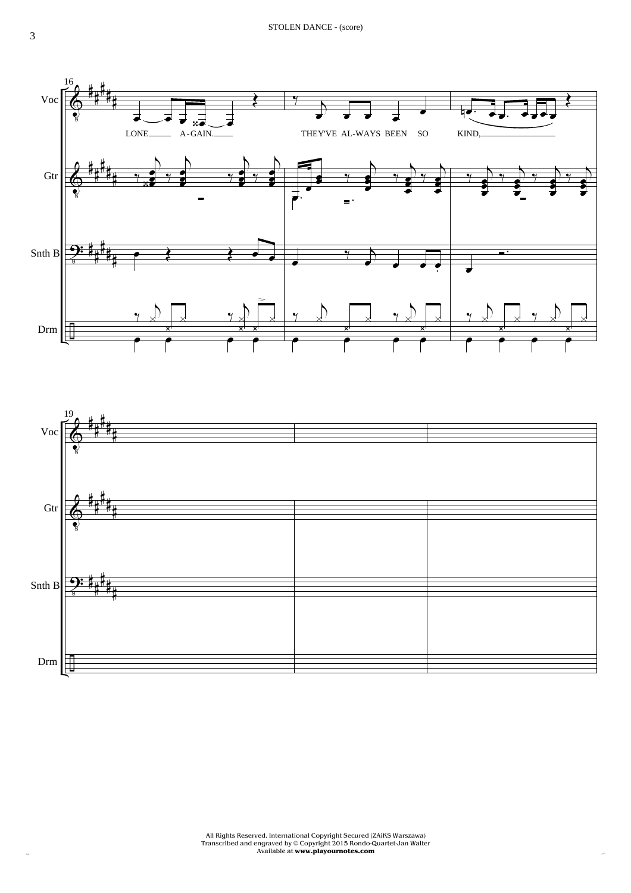All Rights Reserved. International Copyright Secured (ZAiKS Warszawa)
Transcribed and engraved by © Copyright 2015 Rondo-Quartet-Jan Walter
Available at **www.playournotes.com**